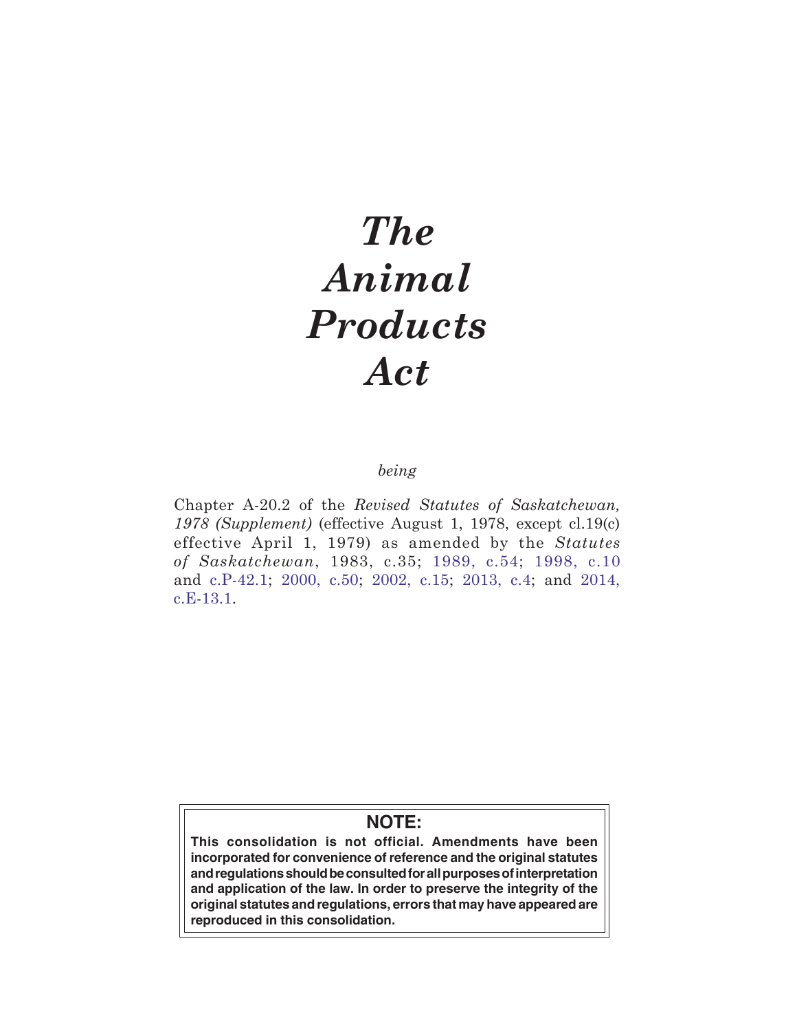# *The Animal Products Act*

*being*

Chapter A-20.2 of the *Revised Statutes of Saskatchewan, 1978 (Supplement)* (effective August 1, 1978, except cl.19(c) effective April 1, 1979) as amended by the *Statutes of Saskatchewan*, 1983, c.35; 1989, c.54; 1998, c.10 and c.P-42.1; 2000, c.50; 2002, c.15; 2013, c.4; and 2014, c.E-13.1.

**NOTE:**

**This consolidation is not official. Amendments have been incorporated for convenience of reference and the original statutes and regulations should be consulted for all purposes of interpretation and application of the law. In order to preserve the integrity of the original statutes and regulations, errors that may have appeared are reproduced in this consolidation.**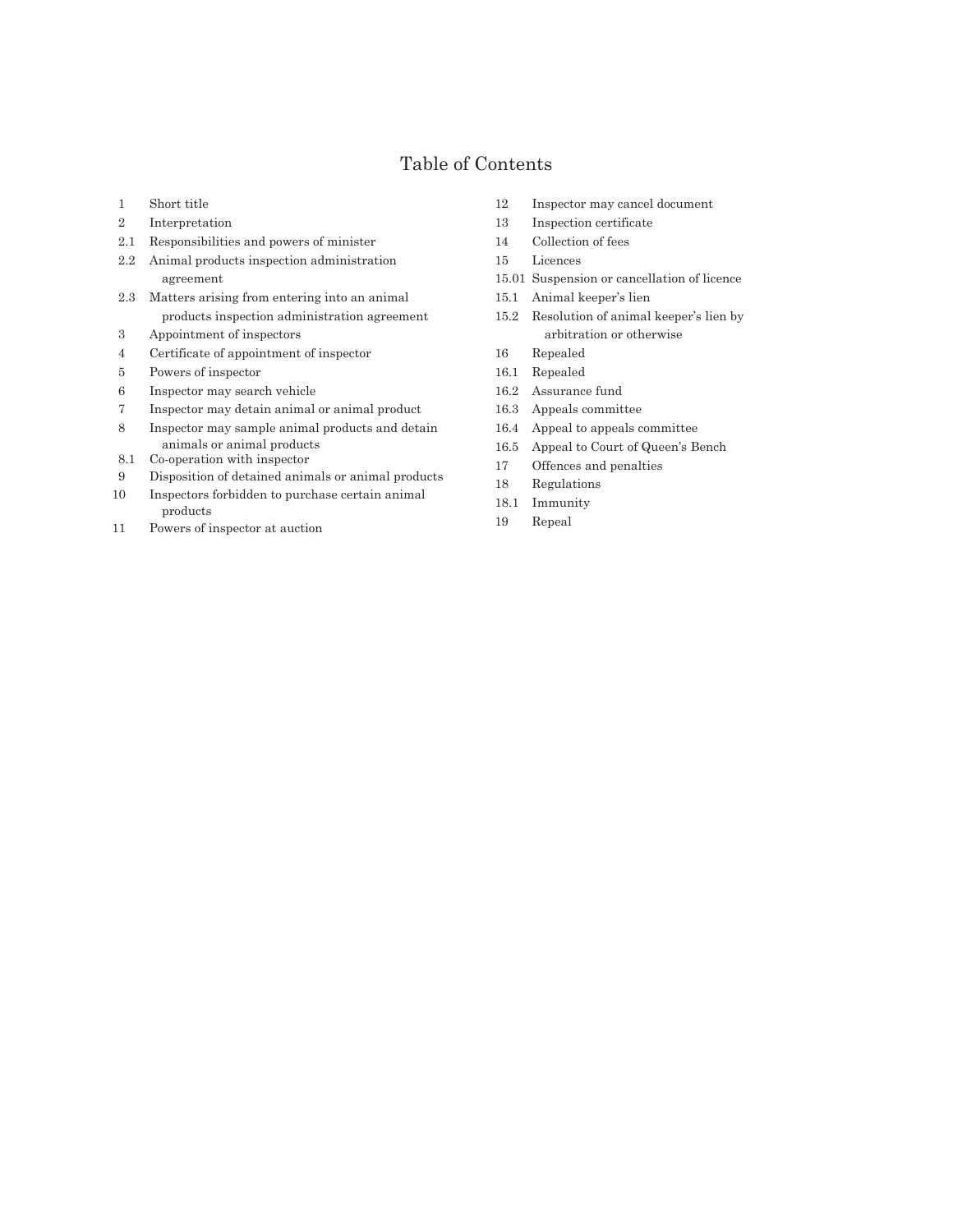# Table of Contents

1 Short title
2 Interpretation
2.1 Responsibilities and powers of minister
2.2 Animal products inspection administration agreement
2.3 Matters arising from entering into an animal products inspection administration agreement
3 Appointment of inspectors
4 Certificate of appointment of inspector
5 Powers of inspector
6 Inspector may search vehicle
7 Inspector may detain animal or animal product
8 Inspector may sample animal products and detain animals or animal products
8.1 Co-operation with inspector
9 Disposition of detained animals or animal products
10 Inspectors forbidden to purchase certain animal products
11 Powers of inspector at auction
12 Inspector may cancel document
13 Inspection certificate
14 Collection of fees
15 Licences
15.01 Suspension or cancellation of licence
15.1 Animal keeper's lien
15.2 Resolution of animal keeper's lien by arbitration or otherwise
16 Repealed
16.1 Repealed
16.2 Assurance fund
16.3 Appeals committee
16.4 Appeal to appeals committee
16.5 Appeal to Court of Queen's Bench
17 Offences and penalties
18 Regulations
18.1 Immunity
19 Repeal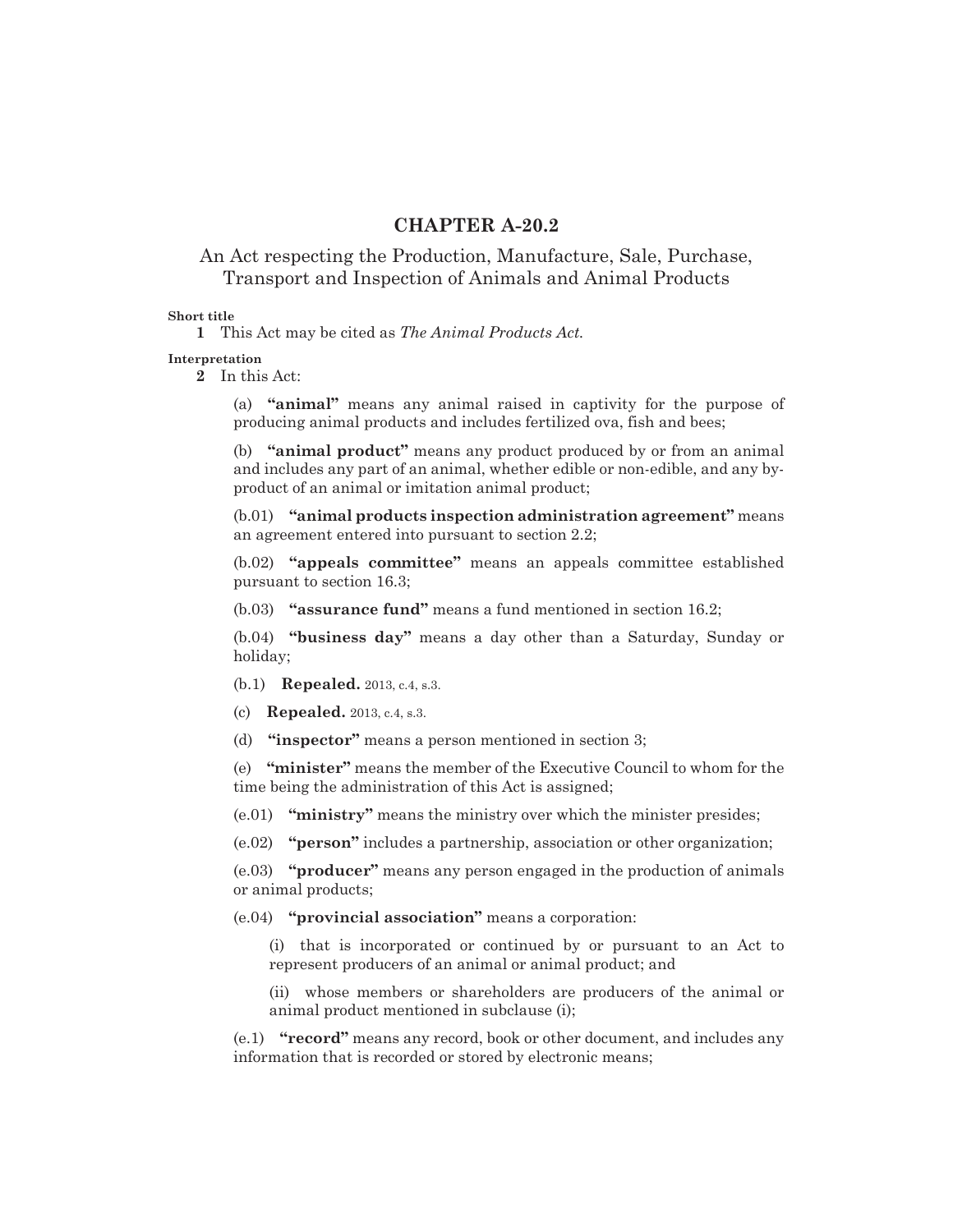# CHAPTER A-20.2

## An Act respecting the Production, Manufacture, Sale, Purchase, Transport and Inspection of Animals and Animal Products

**Short title**

**1** This Act may be cited as *The Animal Products Act.*

**Interpretation**

**2** In this Act:

(a) **"animal"** means any animal raised in captivity for the purpose of producing animal products and includes fertilized ova, fish and bees;

(b) **"animal product"** means any product produced by or from an animal and includes any part of an animal, whether edible or non-edible, and any by-product of an animal or imitation animal product;

(b.01) **"animal products inspection administration agreement"** means an agreement entered into pursuant to section 2.2;

(b.02) **"appeals committee"** means an appeals committee established pursuant to section 16.3;

(b.03) **"assurance fund"** means a fund mentioned in section 16.2;

(b.04) **"business day"** means a day other than a Saturday, Sunday or holiday;

(b.1) **Repealed.** 2013, c.4, s.3.

(c) **Repealed.** 2013, c.4, s.3.

(d) **"inspector"** means a person mentioned in section 3;

(e) **"minister"** means the member of the Executive Council to whom for the time being the administration of this Act is assigned;

(e.01) **"ministry"** means the ministry over which the minister presides;

(e.02) **"person"** includes a partnership, association or other organization;

(e.03) **"producer"** means any person engaged in the production of animals or animal products;

(e.04) **"provincial association"** means a corporation:

(i) that is incorporated or continued by or pursuant to an Act to represent producers of an animal or animal product; and

(ii) whose members or shareholders are producers of the animal or animal product mentioned in subclause (i);

(e.1) **"record"** means any record, book or other document, and includes any information that is recorded or stored by electronic means;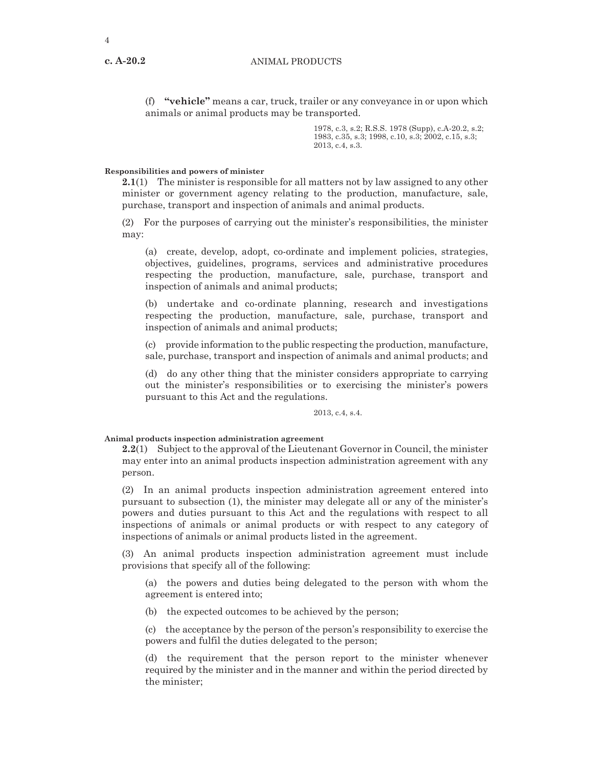(f) **"vehicle"** means a car, truck, trailer or any conveyance in or upon which animals or animal products may be transported.

1978, c.3, s.2; R.S.S. 1978 (Supp), c.A-20.2, s.2; 1983, c.35, s.3; 1998, c.10, s.3; 2002, c.15, s.3; 2013, c.4, s.3.

**Responsibilities and powers of minister**

**2.1**(1) The minister is responsible for all matters not by law assigned to any other minister or government agency relating to the production, manufacture, sale, purchase, transport and inspection of animals and animal products.

(2) For the purposes of carrying out the minister's responsibilities, the minister may:

(a) create, develop, adopt, co-ordinate and implement policies, strategies, objectives, guidelines, programs, services and administrative procedures respecting the production, manufacture, sale, purchase, transport and inspection of animals and animal products;

(b) undertake and co-ordinate planning, research and investigations respecting the production, manufacture, sale, purchase, transport and inspection of animals and animal products;

(c) provide information to the public respecting the production, manufacture, sale, purchase, transport and inspection of animals and animal products; and

(d) do any other thing that the minister considers appropriate to carrying out the minister's responsibilities or to exercising the minister's powers pursuant to this Act and the regulations.

2013, c.4, s.4.

**Animal products inspection administration agreement**

**2.2**(1) Subject to the approval of the Lieutenant Governor in Council, the minister may enter into an animal products inspection administration agreement with any person.

(2) In an animal products inspection administration agreement entered into pursuant to subsection (1), the minister may delegate all or any of the minister's powers and duties pursuant to this Act and the regulations with respect to all inspections of animals or animal products or with respect to any category of inspections of animals or animal products listed in the agreement.

(3) An animal products inspection administration agreement must include provisions that specify all of the following:

(a) the powers and duties being delegated to the person with whom the agreement is entered into;

(b) the expected outcomes to be achieved by the person;

(c) the acceptance by the person of the person's responsibility to exercise the powers and fulfil the duties delegated to the person;

(d) the requirement that the person report to the minister whenever required by the minister and in the manner and within the period directed by the minister;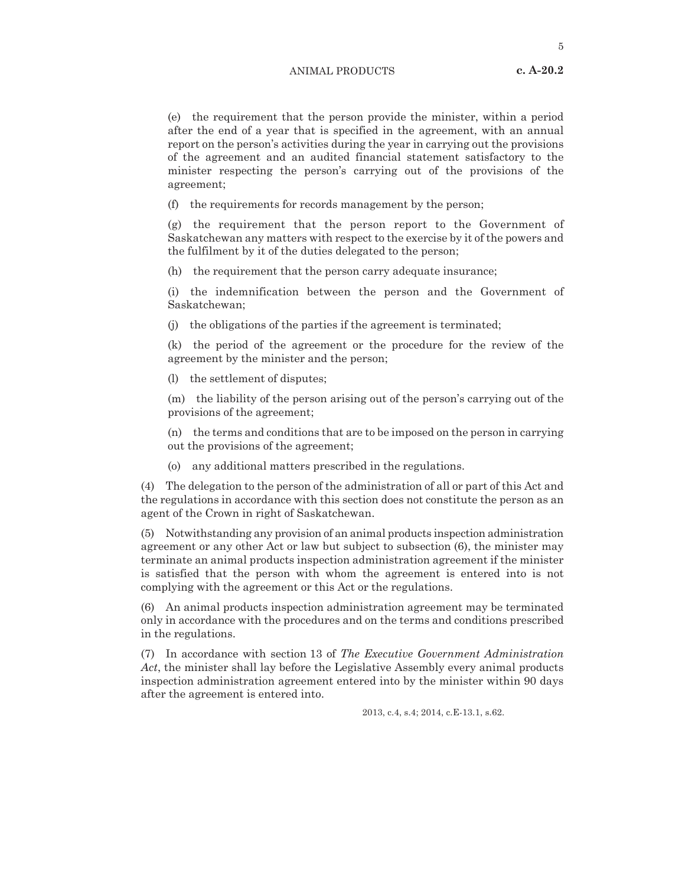(e) the requirement that the person provide the minister, within a period after the end of a year that is specified in the agreement, with an annual report on the person's activities during the year in carrying out the provisions of the agreement and an audited financial statement satisfactory to the minister respecting the person's carrying out of the provisions of the agreement;

(f) the requirements for records management by the person;

(g) the requirement that the person report to the Government of Saskatchewan any matters with respect to the exercise by it of the powers and the fulfilment by it of the duties delegated to the person;

(h) the requirement that the person carry adequate insurance;

(i) the indemnification between the person and the Government of Saskatchewan;

(j) the obligations of the parties if the agreement is terminated;

(k) the period of the agreement or the procedure for the review of the agreement by the minister and the person;

(l) the settlement of disputes;

(m) the liability of the person arising out of the person's carrying out of the provisions of the agreement;

(n) the terms and conditions that are to be imposed on the person in carrying out the provisions of the agreement;

(o) any additional matters prescribed in the regulations.

(4) The delegation to the person of the administration of all or part of this Act and the regulations in accordance with this section does not constitute the person as an agent of the Crown in right of Saskatchewan.

(5) Notwithstanding any provision of an animal products inspection administration agreement or any other Act or law but subject to subsection (6), the minister may terminate an animal products inspection administration agreement if the minister is satisfied that the person with whom the agreement is entered into is not complying with the agreement or this Act or the regulations.

(6) An animal products inspection administration agreement may be terminated only in accordance with the procedures and on the terms and conditions prescribed in the regulations.

(7) In accordance with section 13 of *The Executive Government Administration Act*, the minister shall lay before the Legislative Assembly every animal products inspection administration agreement entered into by the minister within 90 days after the agreement is entered into.

2013, c.4, s.4; 2014, c.E-13.1, s.62.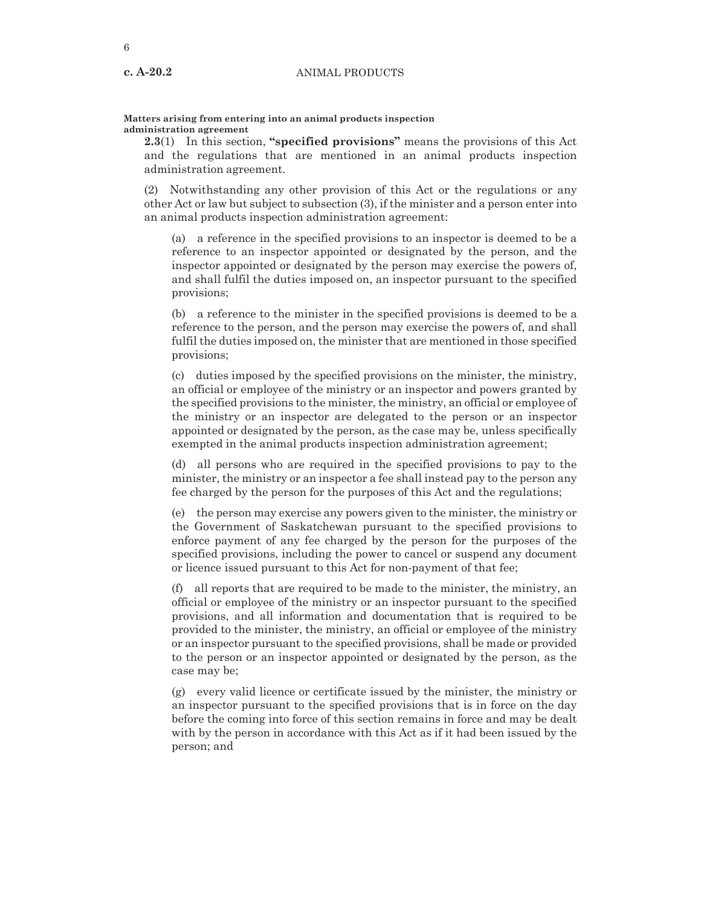**Matters arising from entering into an animal products inspection administration agreement**

**2.3**(1) In this section, **"specified provisions"** means the provisions of this Act and the regulations that are mentioned in an animal products inspection administration agreement.

(2) Notwithstanding any other provision of this Act or the regulations or any other Act or law but subject to subsection (3), if the minister and a person enter into an animal products inspection administration agreement:

(a) a reference in the specified provisions to an inspector is deemed to be a reference to an inspector appointed or designated by the person, and the inspector appointed or designated by the person may exercise the powers of, and shall fulfil the duties imposed on, an inspector pursuant to the specified provisions;

(b) a reference to the minister in the specified provisions is deemed to be a reference to the person, and the person may exercise the powers of, and shall fulfil the duties imposed on, the minister that are mentioned in those specified provisions;

(c) duties imposed by the specified provisions on the minister, the ministry, an official or employee of the ministry or an inspector and powers granted by the specified provisions to the minister, the ministry, an official or employee of the ministry or an inspector are delegated to the person or an inspector appointed or designated by the person, as the case may be, unless specifically exempted in the animal products inspection administration agreement;

(d) all persons who are required in the specified provisions to pay to the minister, the ministry or an inspector a fee shall instead pay to the person any fee charged by the person for the purposes of this Act and the regulations;

(e) the person may exercise any powers given to the minister, the ministry or the Government of Saskatchewan pursuant to the specified provisions to enforce payment of any fee charged by the person for the purposes of the specified provisions, including the power to cancel or suspend any document or licence issued pursuant to this Act for non-payment of that fee;

(f) all reports that are required to be made to the minister, the ministry, an official or employee of the ministry or an inspector pursuant to the specified provisions, and all information and documentation that is required to be provided to the minister, the ministry, an official or employee of the ministry or an inspector pursuant to the specified provisions, shall be made or provided to the person or an inspector appointed or designated by the person, as the case may be;

(g) every valid licence or certificate issued by the minister, the ministry or an inspector pursuant to the specified provisions that is in force on the day before the coming into force of this section remains in force and may be dealt with by the person in accordance with this Act as if it had been issued by the person; and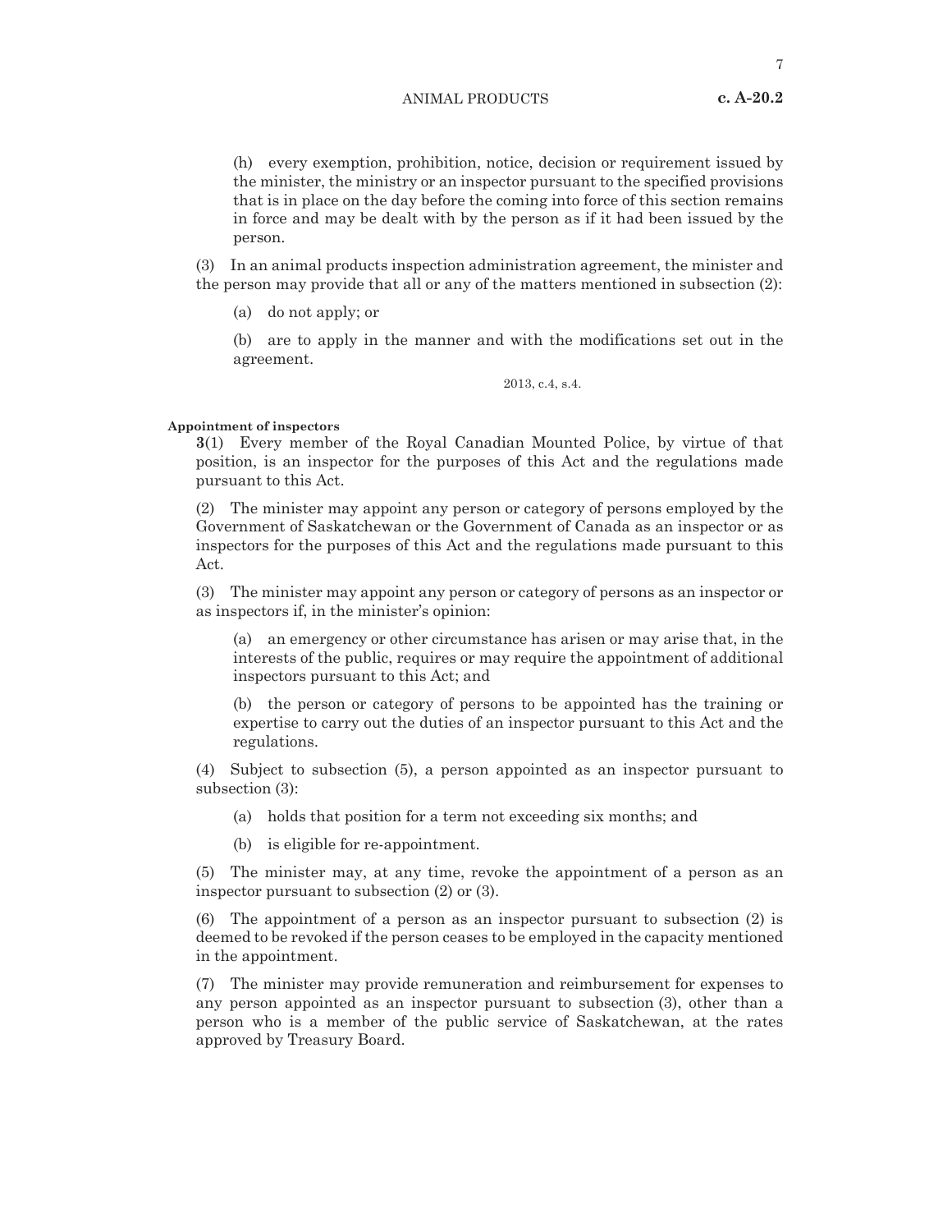(h) every exemption, prohibition, notice, decision or requirement issued by the minister, the ministry or an inspector pursuant to the specified provisions that is in place on the day before the coming into force of this section remains in force and may be dealt with by the person as if it had been issued by the person.

(3) In an animal products inspection administration agreement, the minister and the person may provide that all or any of the matters mentioned in subsection (2):

(a) do not apply; or

(b) are to apply in the manner and with the modifications set out in the agreement.

2013, c.4, s.4.

**Appointment of inspectors**

**3**(1) Every member of the Royal Canadian Mounted Police, by virtue of that position, is an inspector for the purposes of this Act and the regulations made pursuant to this Act.

(2) The minister may appoint any person or category of persons employed by the Government of Saskatchewan or the Government of Canada as an inspector or as inspectors for the purposes of this Act and the regulations made pursuant to this Act.

(3) The minister may appoint any person or category of persons as an inspector or as inspectors if, in the minister's opinion:

(a) an emergency or other circumstance has arisen or may arise that, in the interests of the public, requires or may require the appointment of additional inspectors pursuant to this Act; and

(b) the person or category of persons to be appointed has the training or expertise to carry out the duties of an inspector pursuant to this Act and the regulations.

(4) Subject to subsection (5), a person appointed as an inspector pursuant to subsection (3):

(a) holds that position for a term not exceeding six months; and

(b) is eligible for re-appointment.

(5) The minister may, at any time, revoke the appointment of a person as an inspector pursuant to subsection (2) or (3).

(6) The appointment of a person as an inspector pursuant to subsection (2) is deemed to be revoked if the person ceases to be employed in the capacity mentioned in the appointment.

(7) The minister may provide remuneration and reimbursement for expenses to any person appointed as an inspector pursuant to subsection (3), other than a person who is a member of the public service of Saskatchewan, at the rates approved by Treasury Board.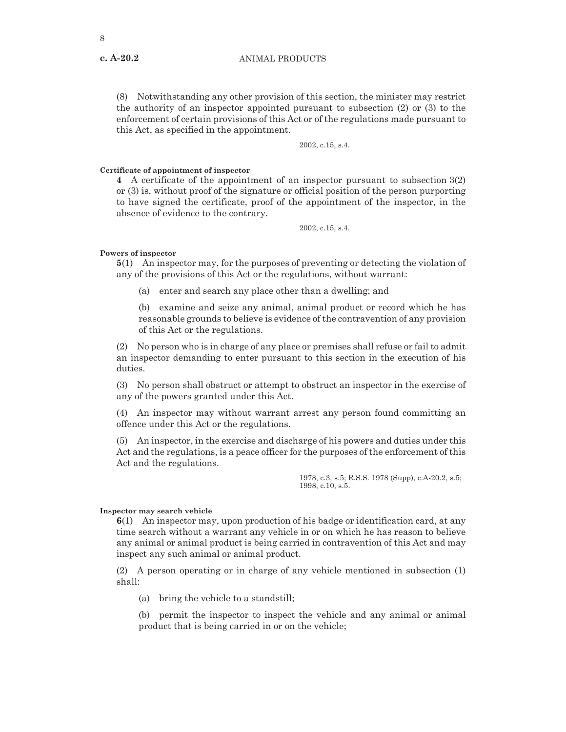(8) Notwithstanding any other provision of this section, the minister may restrict the authority of an inspector appointed pursuant to subsection (2) or (3) to the enforcement of certain provisions of this Act or of the regulations made pursuant to this Act, as specified in the appointment.

2002, c.15, s.4.

**Certificate of appointment of inspector**

**4** A certificate of the appointment of an inspector pursuant to subsection 3(2) or (3) is, without proof of the signature or official position of the person purporting to have signed the certificate, proof of the appointment of the inspector, in the absence of evidence to the contrary.

2002, c.15, s.4.

**Powers of inspector**

**5**(1) An inspector may, for the purposes of preventing or detecting the violation of any of the provisions of this Act or the regulations, without warrant:

(a) enter and search any place other than a dwelling; and

(b) examine and seize any animal, animal product or record which he has reasonable grounds to believe is evidence of the contravention of any provision of this Act or the regulations.

(2) No person who is in charge of any place or premises shall refuse or fail to admit an inspector demanding to enter pursuant to this section in the execution of his duties.

(3) No person shall obstruct or attempt to obstruct an inspector in the exercise of any of the powers granted under this Act.

(4) An inspector may without warrant arrest any person found committing an offence under this Act or the regulations.

(5) An inspector, in the exercise and discharge of his powers and duties under this Act and the regulations, is a peace officer for the purposes of the enforcement of this Act and the regulations.

1978, c.3, s.5; R.S.S. 1978 (Supp), c.A-20.2, s.5; 1998, c.10, s.5.

**Inspector may search vehicle**

**6**(1) An inspector may, upon production of his badge or identification card, at any time search without a warrant any vehicle in or on which he has reason to believe any animal or animal product is being carried in contravention of this Act and may inspect any such animal or animal product.

(2) A person operating or in charge of any vehicle mentioned in subsection (1) shall:

(a) bring the vehicle to a standstill;

(b) permit the inspector to inspect the vehicle and any animal or animal product that is being carried in or on the vehicle;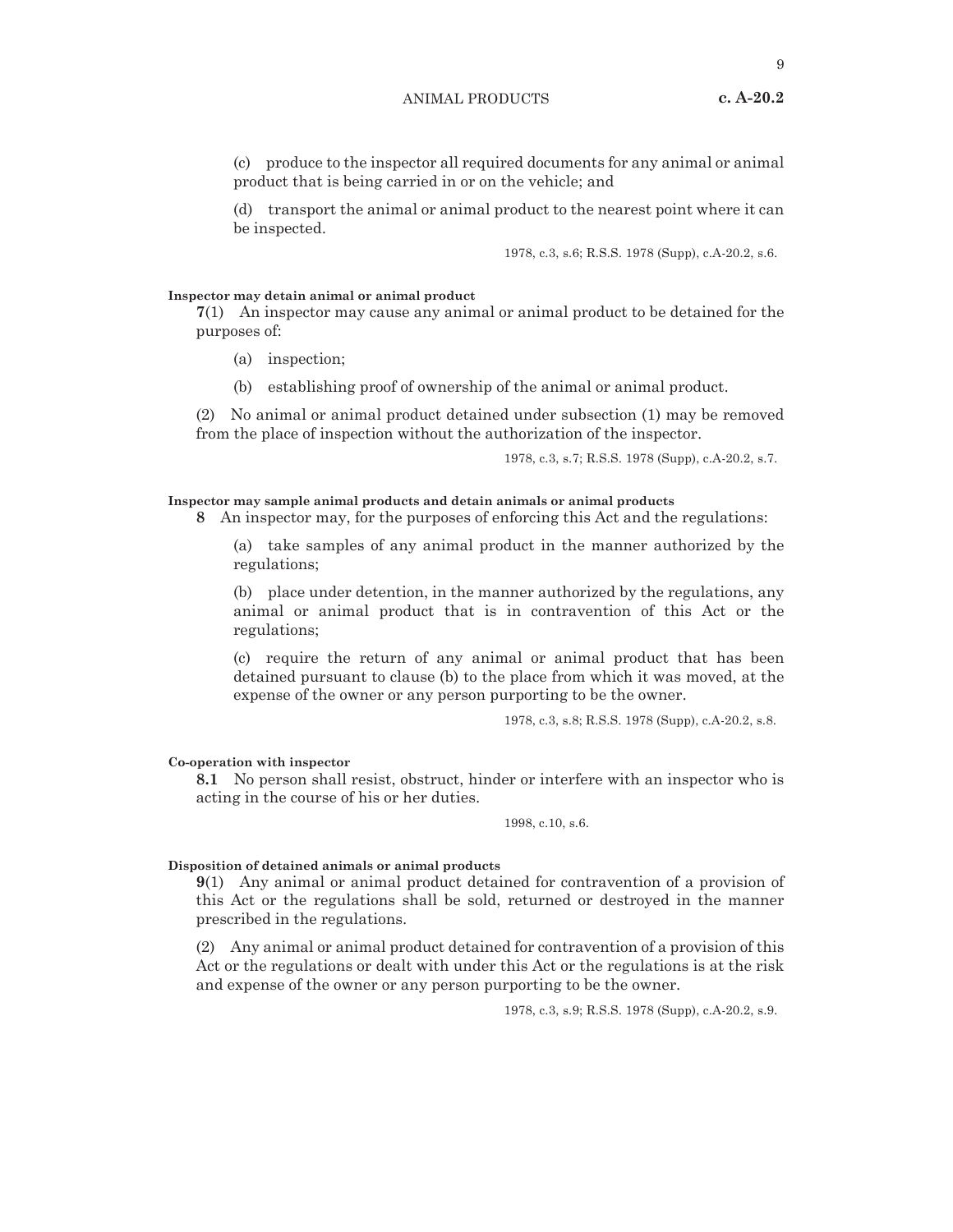(c) produce to the inspector all required documents for any animal or animal product that is being carried in or on the vehicle; and

(d) transport the animal or animal product to the nearest point where it can be inspected.

1978, c.3, s.6; R.S.S. 1978 (Supp), c.A-20.2, s.6.

**Inspector may detain animal or animal product**

**7**(1) An inspector may cause any animal or animal product to be detained for the purposes of:

(a) inspection;

(b) establishing proof of ownership of the animal or animal product.

(2) No animal or animal product detained under subsection (1) may be removed from the place of inspection without the authorization of the inspector.

1978, c.3, s.7; R.S.S. 1978 (Supp), c.A-20.2, s.7.

**Inspector may sample animal products and detain animals or animal products**

**8** An inspector may, for the purposes of enforcing this Act and the regulations:

(a) take samples of any animal product in the manner authorized by the regulations;

(b) place under detention, in the manner authorized by the regulations, any animal or animal product that is in contravention of this Act or the regulations;

(c) require the return of any animal or animal product that has been detained pursuant to clause (b) to the place from which it was moved, at the expense of the owner or any person purporting to be the owner.

1978, c.3, s.8; R.S.S. 1978 (Supp), c.A-20.2, s.8.

**Co-operation with inspector**

**8.1** No person shall resist, obstruct, hinder or interfere with an inspector who is acting in the course of his or her duties.

1998, c.10, s.6.

**Disposition of detained animals or animal products**

**9**(1) Any animal or animal product detained for contravention of a provision of this Act or the regulations shall be sold, returned or destroyed in the manner prescribed in the regulations.

(2) Any animal or animal product detained for contravention of a provision of this Act or the regulations or dealt with under this Act or the regulations is at the risk and expense of the owner or any person purporting to be the owner.

1978, c.3, s.9; R.S.S. 1978 (Supp), c.A-20.2, s.9.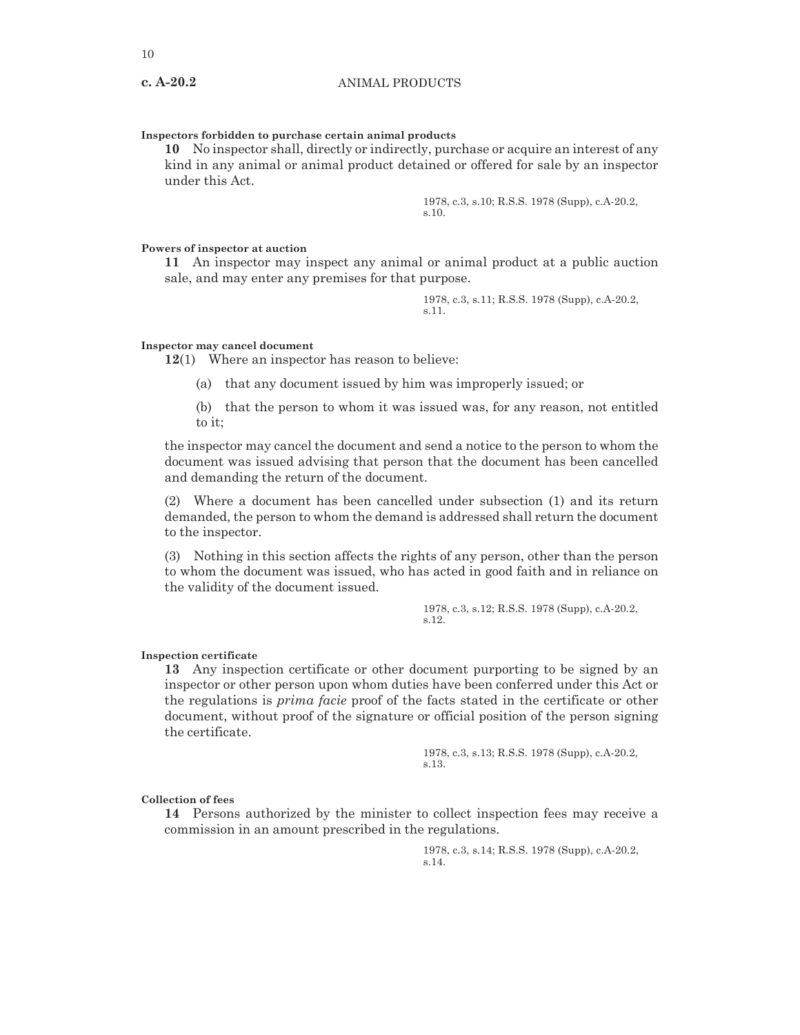**Inspectors forbidden to purchase certain animal products**

**10** No inspector shall, directly or indirectly, purchase or acquire an interest of any kind in any animal or animal product detained or offered for sale by an inspector under this Act.

1978, c.3, s.10; R.S.S. 1978 (Supp), c.A-20.2, s.10.

**Powers of inspector at auction**

**11** An inspector may inspect any animal or animal product at a public auction sale, and may enter any premises for that purpose.

1978, c.3, s.11; R.S.S. 1978 (Supp), c.A-20.2, s.11.

**Inspector may cancel document**

**12**(1) Where an inspector has reason to believe:

(a) that any document issued by him was improperly issued; or

(b) that the person to whom it was issued was, for any reason, not entitled to it;

the inspector may cancel the document and send a notice to the person to whom the document was issued advising that person that the document has been cancelled and demanding the return of the document.

(2) Where a document has been cancelled under subsection (1) and its return demanded, the person to whom the demand is addressed shall return the document to the inspector.

(3) Nothing in this section affects the rights of any person, other than the person to whom the document was issued, who has acted in good faith and in reliance on the validity of the document issued.

1978, c.3, s.12; R.S.S. 1978 (Supp), c.A-20.2, s.12.

**Inspection certificate**

**13** Any inspection certificate or other document purporting to be signed by an inspector or other person upon whom duties have been conferred under this Act or the regulations is *prima facie* proof of the facts stated in the certificate or other document, without proof of the signature or official position of the person signing the certificate.

1978, c.3, s.13; R.S.S. 1978 (Supp), c.A-20.2, s.13.

**Collection of fees**

**14** Persons authorized by the minister to collect inspection fees may receive a commission in an amount prescribed in the regulations.

1978, c.3, s.14; R.S.S. 1978 (Supp), c.A-20.2, s.14.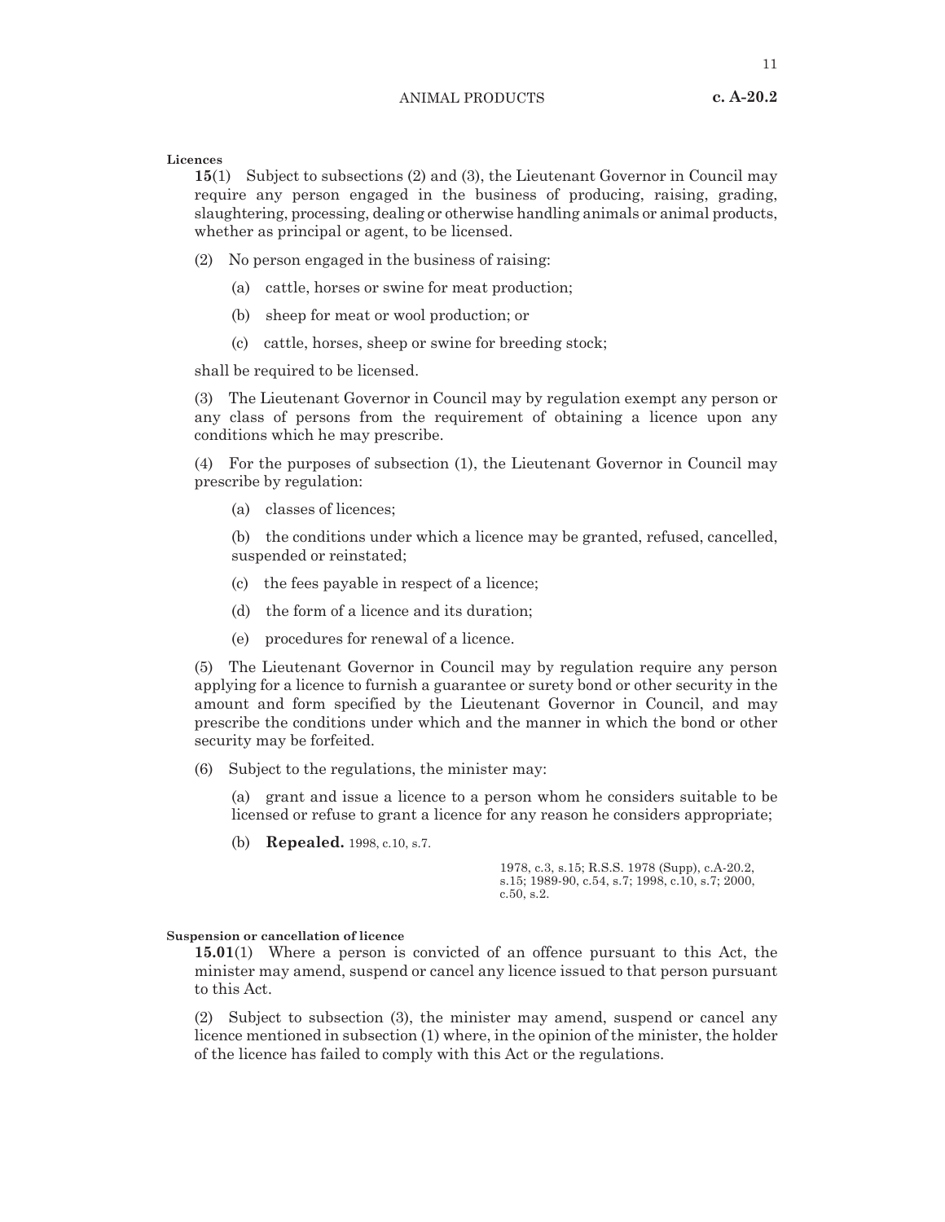**Licences**

**15**(1) Subject to subsections (2) and (3), the Lieutenant Governor in Council may require any person engaged in the business of producing, raising, grading, slaughtering, processing, dealing or otherwise handling animals or animal products, whether as principal or agent, to be licensed.

(2) No person engaged in the business of raising:

(a) cattle, horses or swine for meat production;

(b) sheep for meat or wool production; or

(c) cattle, horses, sheep or swine for breeding stock;

shall be required to be licensed.

(3) The Lieutenant Governor in Council may by regulation exempt any person or any class of persons from the requirement of obtaining a licence upon any conditions which he may prescribe.

(4) For the purposes of subsection (1), the Lieutenant Governor in Council may prescribe by regulation:

(a) classes of licences;

(b) the conditions under which a licence may be granted, refused, cancelled, suspended or reinstated;

(c) the fees payable in respect of a licence;

(d) the form of a licence and its duration;

(e) procedures for renewal of a licence.

(5) The Lieutenant Governor in Council may by regulation require any person applying for a licence to furnish a guarantee or surety bond or other security in the amount and form specified by the Lieutenant Governor in Council, and may prescribe the conditions under which and the manner in which the bond or other security may be forfeited.

(6) Subject to the regulations, the minister may:

(a) grant and issue a licence to a person whom he considers suitable to be licensed or refuse to grant a licence for any reason he considers appropriate;

(b) **Repealed.** 1998, c.10, s.7.

1978, c.3, s.15; R.S.S. 1978 (Supp), c.A-20.2, s.15; 1989-90, c.54, s.7; 1998, c.10, s.7; 2000, c.50, s.2.

**Suspension or cancellation of licence**

**15.01**(1) Where a person is convicted of an offence pursuant to this Act, the minister may amend, suspend or cancel any licence issued to that person pursuant to this Act.

(2) Subject to subsection (3), the minister may amend, suspend or cancel any licence mentioned in subsection (1) where, in the opinion of the minister, the holder of the licence has failed to comply with this Act or the regulations.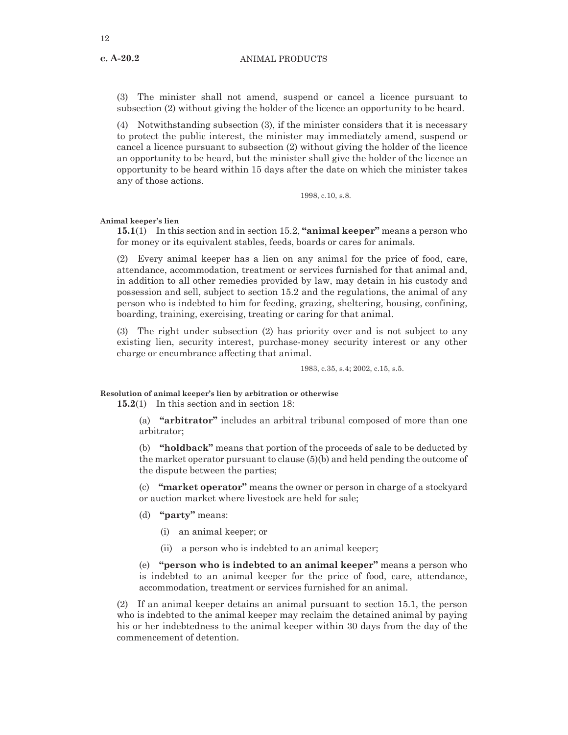(3) The minister shall not amend, suspend or cancel a licence pursuant to subsection (2) without giving the holder of the licence an opportunity to be heard.

(4) Notwithstanding subsection (3), if the minister considers that it is necessary to protect the public interest, the minister may immediately amend, suspend or cancel a licence pursuant to subsection (2) without giving the holder of the licence an opportunity to be heard, but the minister shall give the holder of the licence an opportunity to be heard within 15 days after the date on which the minister takes any of those actions.

1998, c.10, s.8.

**Animal keeper's lien**

**15.1**(1) In this section and in section 15.2, **"animal keeper"** means a person who for money or its equivalent stables, feeds, boards or cares for animals.

(2) Every animal keeper has a lien on any animal for the price of food, care, attendance, accommodation, treatment or services furnished for that animal and, in addition to all other remedies provided by law, may detain in his custody and possession and sell, subject to section 15.2 and the regulations, the animal of any person who is indebted to him for feeding, grazing, sheltering, housing, confining, boarding, training, exercising, treating or caring for that animal.

(3) The right under subsection (2) has priority over and is not subject to any existing lien, security interest, purchase-money security interest or any other charge or encumbrance affecting that animal.

1983, c.35, s.4; 2002, c.15, s.5.

**Resolution of animal keeper's lien by arbitration or otherwise**

**15.2**(1) In this section and in section 18:

(a) **"arbitrator"** includes an arbitral tribunal composed of more than one arbitrator;

(b) **"holdback"** means that portion of the proceeds of sale to be deducted by the market operator pursuant to clause (5)(b) and held pending the outcome of the dispute between the parties;

(c) **"market operator"** means the owner or person in charge of a stockyard or auction market where livestock are held for sale;

(d) **"party"** means:

(i) an animal keeper; or

(ii) a person who is indebted to an animal keeper;

(e) **"person who is indebted to an animal keeper"** means a person who is indebted to an animal keeper for the price of food, care, attendance, accommodation, treatment or services furnished for an animal.

(2) If an animal keeper detains an animal pursuant to section 15.1, the person who is indebted to the animal keeper may reclaim the detained animal by paying his or her indebtedness to the animal keeper within 30 days from the day of the commencement of detention.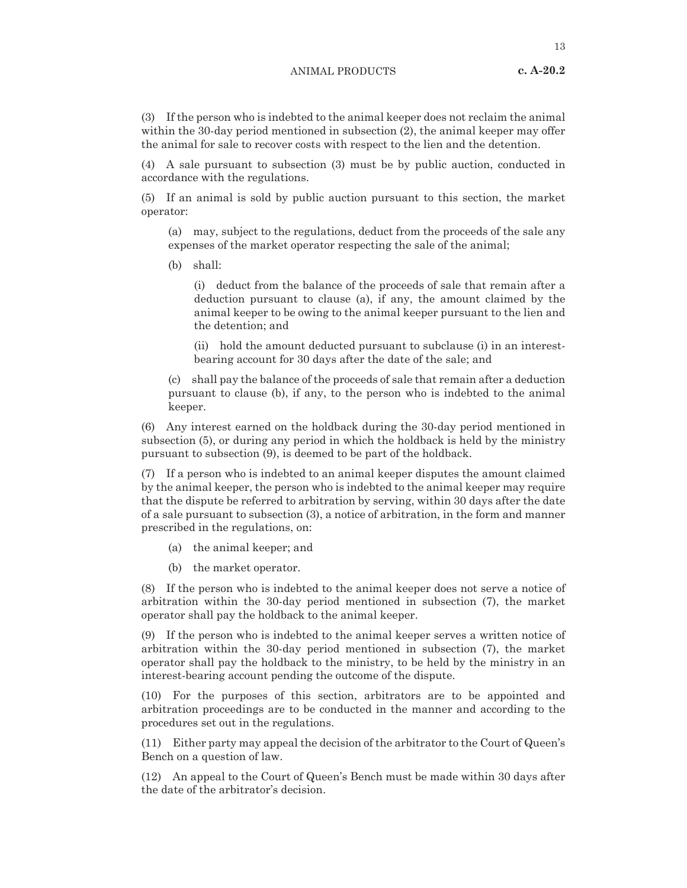(3) If the person who is indebted to the animal keeper does not reclaim the animal within the 30-day period mentioned in subsection (2), the animal keeper may offer the animal for sale to recover costs with respect to the lien and the detention.

(4) A sale pursuant to subsection (3) must be by public auction, conducted in accordance with the regulations.

(5) If an animal is sold by public auction pursuant to this section, the market operator:

(a) may, subject to the regulations, deduct from the proceeds of the sale any expenses of the market operator respecting the sale of the animal;

(b) shall:

(i) deduct from the balance of the proceeds of sale that remain after a deduction pursuant to clause (a), if any, the amount claimed by the animal keeper to be owing to the animal keeper pursuant to the lien and the detention; and

(ii) hold the amount deducted pursuant to subclause (i) in an interest-bearing account for 30 days after the date of the sale; and

(c) shall pay the balance of the proceeds of sale that remain after a deduction pursuant to clause (b), if any, to the person who is indebted to the animal keeper.

(6) Any interest earned on the holdback during the 30-day period mentioned in subsection (5), or during any period in which the holdback is held by the ministry pursuant to subsection (9), is deemed to be part of the holdback.

(7) If a person who is indebted to an animal keeper disputes the amount claimed by the animal keeper, the person who is indebted to the animal keeper may require that the dispute be referred to arbitration by serving, within 30 days after the date of a sale pursuant to subsection (3), a notice of arbitration, in the form and manner prescribed in the regulations, on:

(a) the animal keeper; and

(b) the market operator.

(8) If the person who is indebted to the animal keeper does not serve a notice of arbitration within the 30-day period mentioned in subsection (7), the market operator shall pay the holdback to the animal keeper.

(9) If the person who is indebted to the animal keeper serves a written notice of arbitration within the 30-day period mentioned in subsection (7), the market operator shall pay the holdback to the ministry, to be held by the ministry in an interest-bearing account pending the outcome of the dispute.

(10) For the purposes of this section, arbitrators are to be appointed and arbitration proceedings are to be conducted in the manner and according to the procedures set out in the regulations.

(11) Either party may appeal the decision of the arbitrator to the Court of Queen's Bench on a question of law.

(12) An appeal to the Court of Queen's Bench must be made within 30 days after the date of the arbitrator's decision.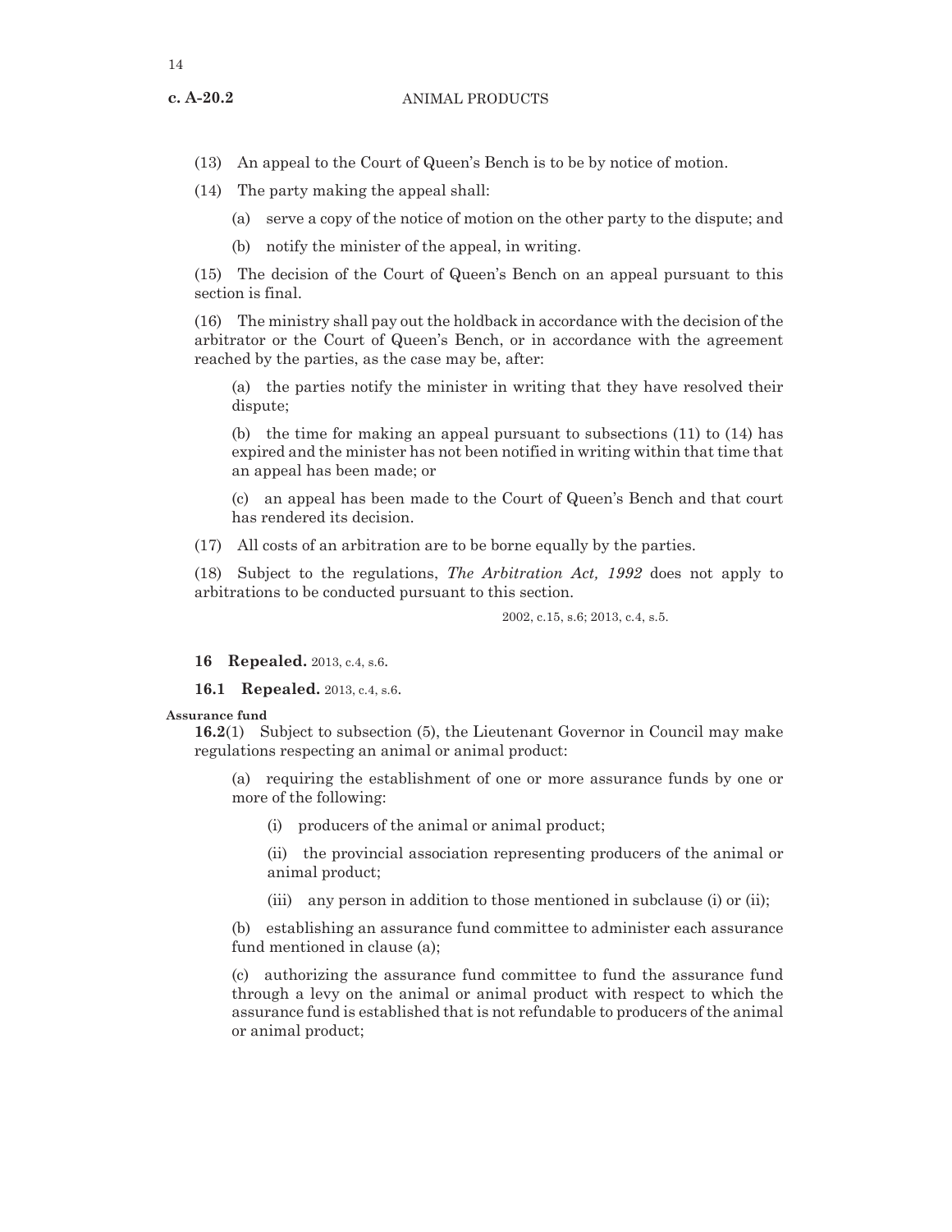(13) An appeal to the Court of Queen's Bench is to be by notice of motion.

(14) The party making the appeal shall:

(a) serve a copy of the notice of motion on the other party to the dispute; and

(b) notify the minister of the appeal, in writing.

(15) The decision of the Court of Queen's Bench on an appeal pursuant to this section is final.

(16) The ministry shall pay out the holdback in accordance with the decision of the arbitrator or the Court of Queen's Bench, or in accordance with the agreement reached by the parties, as the case may be, after:

(a) the parties notify the minister in writing that they have resolved their dispute;

(b) the time for making an appeal pursuant to subsections (11) to (14) has expired and the minister has not been notified in writing within that time that an appeal has been made; or

(c) an appeal has been made to the Court of Queen's Bench and that court has rendered its decision.

(17) All costs of an arbitration are to be borne equally by the parties.

(18) Subject to the regulations, *The Arbitration Act, 1992* does not apply to arbitrations to be conducted pursuant to this section.

2002, c.15, s.6; 2013, c.4, s.5.

**16 Repealed.** 2013, c.4, s.6.

**16.1 Repealed.** 2013, c.4, s.6.

**Assurance fund**

**16.2**(1) Subject to subsection (5), the Lieutenant Governor in Council may make regulations respecting an animal or animal product:

(a) requiring the establishment of one or more assurance funds by one or more of the following:

(i) producers of the animal or animal product;

(ii) the provincial association representing producers of the animal or animal product;

(iii) any person in addition to those mentioned in subclause (i) or (ii);

(b) establishing an assurance fund committee to administer each assurance fund mentioned in clause (a);

(c) authorizing the assurance fund committee to fund the assurance fund through a levy on the animal or animal product with respect to which the assurance fund is established that is not refundable to producers of the animal or animal product;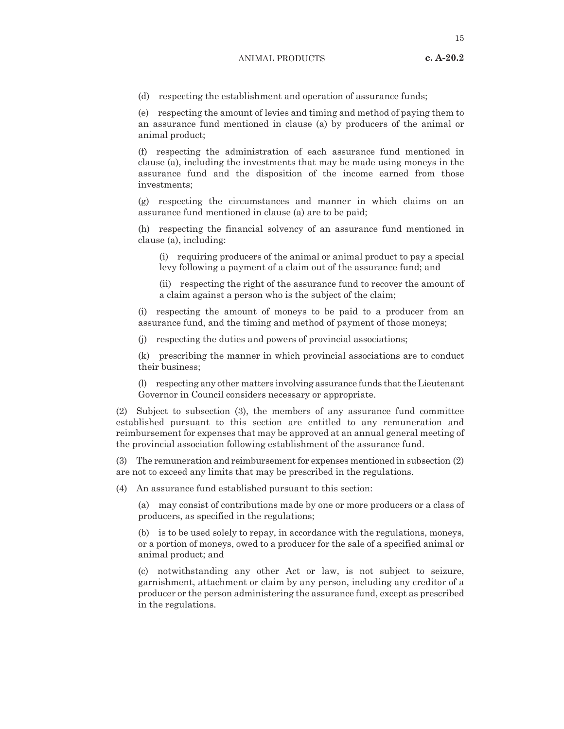(d) respecting the establishment and operation of assurance funds;

(e) respecting the amount of levies and timing and method of paying them to an assurance fund mentioned in clause (a) by producers of the animal or animal product;

(f) respecting the administration of each assurance fund mentioned in clause (a), including the investments that may be made using moneys in the assurance fund and the disposition of the income earned from those investments;

(g) respecting the circumstances and manner in which claims on an assurance fund mentioned in clause (a) are to be paid;

(h) respecting the financial solvency of an assurance fund mentioned in clause (a), including:

(i) requiring producers of the animal or animal product to pay a special levy following a payment of a claim out of the assurance fund; and

(ii) respecting the right of the assurance fund to recover the amount of a claim against a person who is the subject of the claim;

(i) respecting the amount of moneys to be paid to a producer from an assurance fund, and the timing and method of payment of those moneys;

(j) respecting the duties and powers of provincial associations;

(k) prescribing the manner in which provincial associations are to conduct their business;

(l) respecting any other matters involving assurance funds that the Lieutenant Governor in Council considers necessary or appropriate.

(2) Subject to subsection (3), the members of any assurance fund committee established pursuant to this section are entitled to any remuneration and reimbursement for expenses that may be approved at an annual general meeting of the provincial association following establishment of the assurance fund.

(3) The remuneration and reimbursement for expenses mentioned in subsection (2) are not to exceed any limits that may be prescribed in the regulations.

(4) An assurance fund established pursuant to this section:

(a) may consist of contributions made by one or more producers or a class of producers, as specified in the regulations;

(b) is to be used solely to repay, in accordance with the regulations, moneys, or a portion of moneys, owed to a producer for the sale of a specified animal or animal product; and

(c) notwithstanding any other Act or law, is not subject to seizure, garnishment, attachment or claim by any person, including any creditor of a producer or the person administering the assurance fund, except as prescribed in the regulations.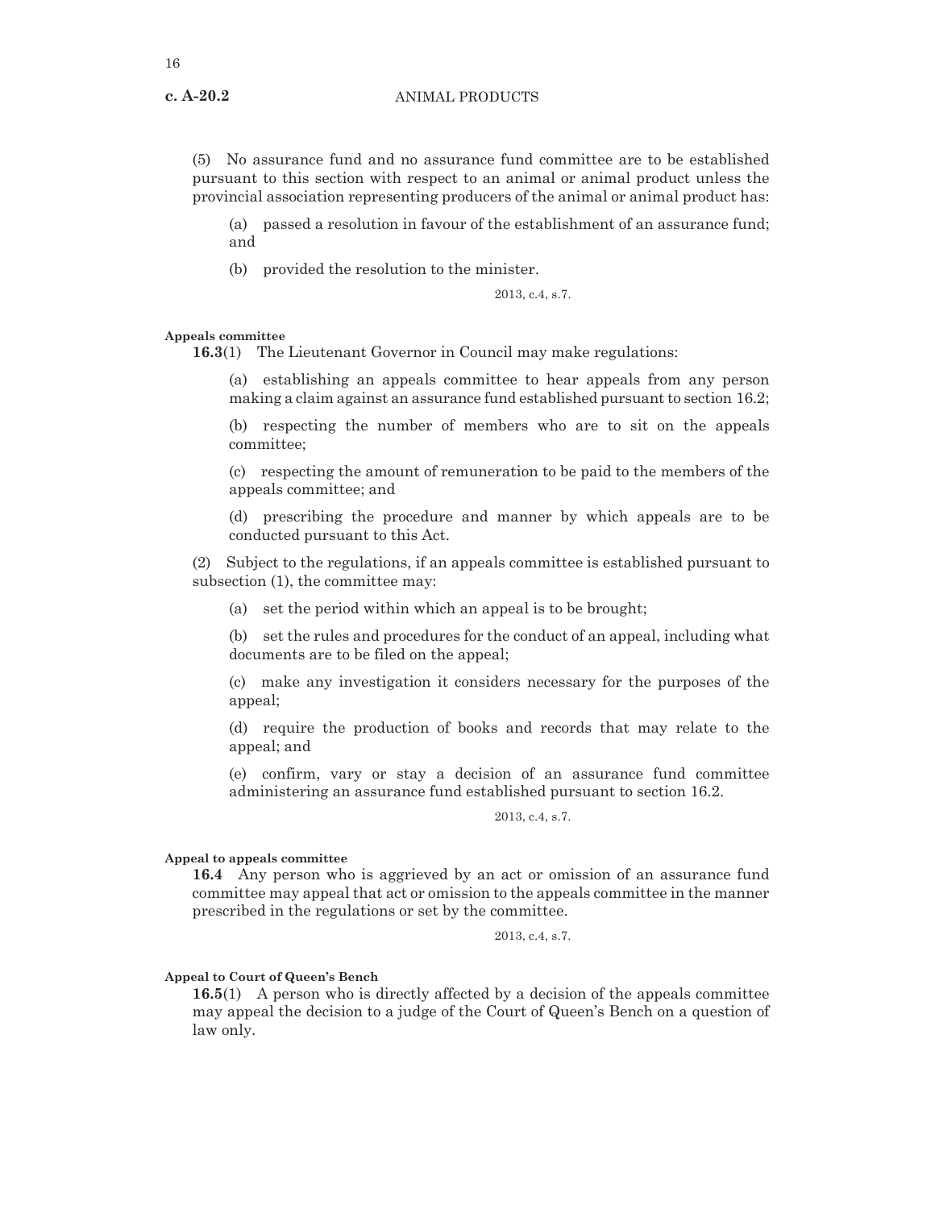(5) No assurance fund and no assurance fund committee are to be established pursuant to this section with respect to an animal or animal product unless the provincial association representing producers of the animal or animal product has:

(a) passed a resolution in favour of the establishment of an assurance fund; and

(b) provided the resolution to the minister.

2013, c.4, s.7.

**Appeals committee**

**16.3**(1) The Lieutenant Governor in Council may make regulations:

(a) establishing an appeals committee to hear appeals from any person making a claim against an assurance fund established pursuant to section 16.2;

(b) respecting the number of members who are to sit on the appeals committee;

(c) respecting the amount of remuneration to be paid to the members of the appeals committee; and

(d) prescribing the procedure and manner by which appeals are to be conducted pursuant to this Act.

(2) Subject to the regulations, if an appeals committee is established pursuant to subsection (1), the committee may:

(a) set the period within which an appeal is to be brought;

(b) set the rules and procedures for the conduct of an appeal, including what documents are to be filed on the appeal;

(c) make any investigation it considers necessary for the purposes of the appeal;

(d) require the production of books and records that may relate to the appeal; and

(e) confirm, vary or stay a decision of an assurance fund committee administering an assurance fund established pursuant to section 16.2.

2013, c.4, s.7.

**Appeal to appeals committee**

**16.4** Any person who is aggrieved by an act or omission of an assurance fund committee may appeal that act or omission to the appeals committee in the manner prescribed in the regulations or set by the committee.

2013, c.4, s.7.

**Appeal to Court of Queen's Bench**

**16.5**(1) A person who is directly affected by a decision of the appeals committee may appeal the decision to a judge of the Court of Queen's Bench on a question of law only.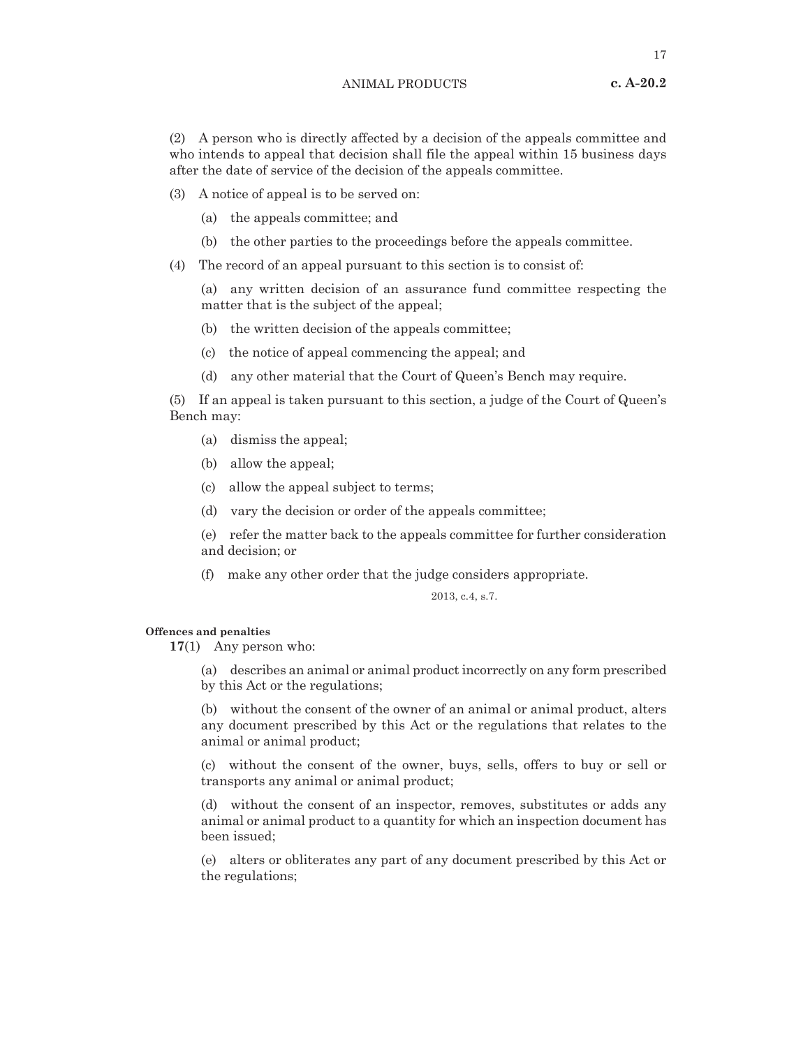(2) A person who is directly affected by a decision of the appeals committee and who intends to appeal that decision shall file the appeal within 15 business days after the date of service of the decision of the appeals committee.

(3) A notice of appeal is to be served on:

(a) the appeals committee; and

(b) the other parties to the proceedings before the appeals committee.

(4) The record of an appeal pursuant to this section is to consist of:

(a) any written decision of an assurance fund committee respecting the matter that is the subject of the appeal;

(b) the written decision of the appeals committee;

(c) the notice of appeal commencing the appeal; and

(d) any other material that the Court of Queen's Bench may require.

(5) If an appeal is taken pursuant to this section, a judge of the Court of Queen's Bench may:

(a) dismiss the appeal;

(b) allow the appeal;

(c) allow the appeal subject to terms;

(d) vary the decision or order of the appeals committee;

(e) refer the matter back to the appeals committee for further consideration and decision; or

(f) make any other order that the judge considers appropriate.

2013, c.4, s.7.

**Offences and penalties**

**17**(1) Any person who:

(a) describes an animal or animal product incorrectly on any form prescribed by this Act or the regulations;

(b) without the consent of the owner of an animal or animal product, alters any document prescribed by this Act or the regulations that relates to the animal or animal product;

(c) without the consent of the owner, buys, sells, offers to buy or sell or transports any animal or animal product;

(d) without the consent of an inspector, removes, substitutes or adds any animal or animal product to a quantity for which an inspection document has been issued;

(e) alters or obliterates any part of any document prescribed by this Act or the regulations;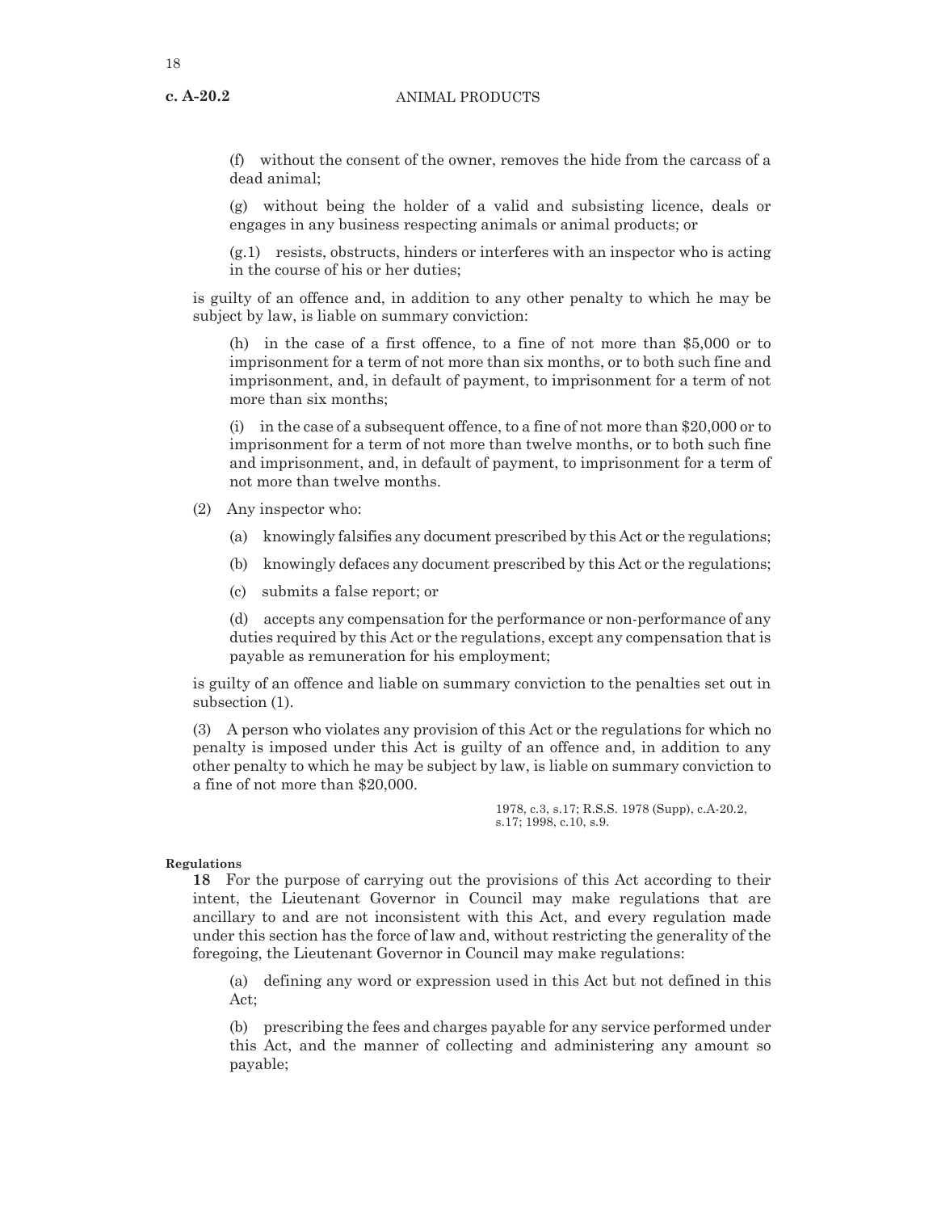(f) without the consent of the owner, removes the hide from the carcass of a dead animal;

(g) without being the holder of a valid and subsisting licence, deals or engages in any business respecting animals or animal products; or

(g.1) resists, obstructs, hinders or interferes with an inspector who is acting in the course of his or her duties;

is guilty of an offence and, in addition to any other penalty to which he may be subject by law, is liable on summary conviction:

(h) in the case of a first offence, to a fine of not more than $5,000 or to imprisonment for a term of not more than six months, or to both such fine and imprisonment, and, in default of payment, to imprisonment for a term of not more than six months;

(i) in the case of a subsequent offence, to a fine of not more than $20,000 or to imprisonment for a term of not more than twelve months, or to both such fine and imprisonment, and, in default of payment, to imprisonment for a term of not more than twelve months.

(2) Any inspector who:

(a) knowingly falsifies any document prescribed by this Act or the regulations;

(b) knowingly defaces any document prescribed by this Act or the regulations;

(c) submits a false report; or

(d) accepts any compensation for the performance or non-performance of any duties required by this Act or the regulations, except any compensation that is payable as remuneration for his employment;

is guilty of an offence and liable on summary conviction to the penalties set out in subsection (1).

(3) A person who violates any provision of this Act or the regulations for which no penalty is imposed under this Act is guilty of an offence and, in addition to any other penalty to which he may be subject by law, is liable on summary conviction to a fine of not more than $20,000.

1978, c.3, s.17; R.S.S. 1978 (Supp), c.A-20.2, s.17; 1998, c.10, s.9.

**Regulations**

**18** For the purpose of carrying out the provisions of this Act according to their intent, the Lieutenant Governor in Council may make regulations that are ancillary to and are not inconsistent with this Act, and every regulation made under this section has the force of law and, without restricting the generality of the foregoing, the Lieutenant Governor in Council may make regulations:

(a) defining any word or expression used in this Act but not defined in this Act;

(b) prescribing the fees and charges payable for any service performed under this Act, and the manner of collecting and administering any amount so payable;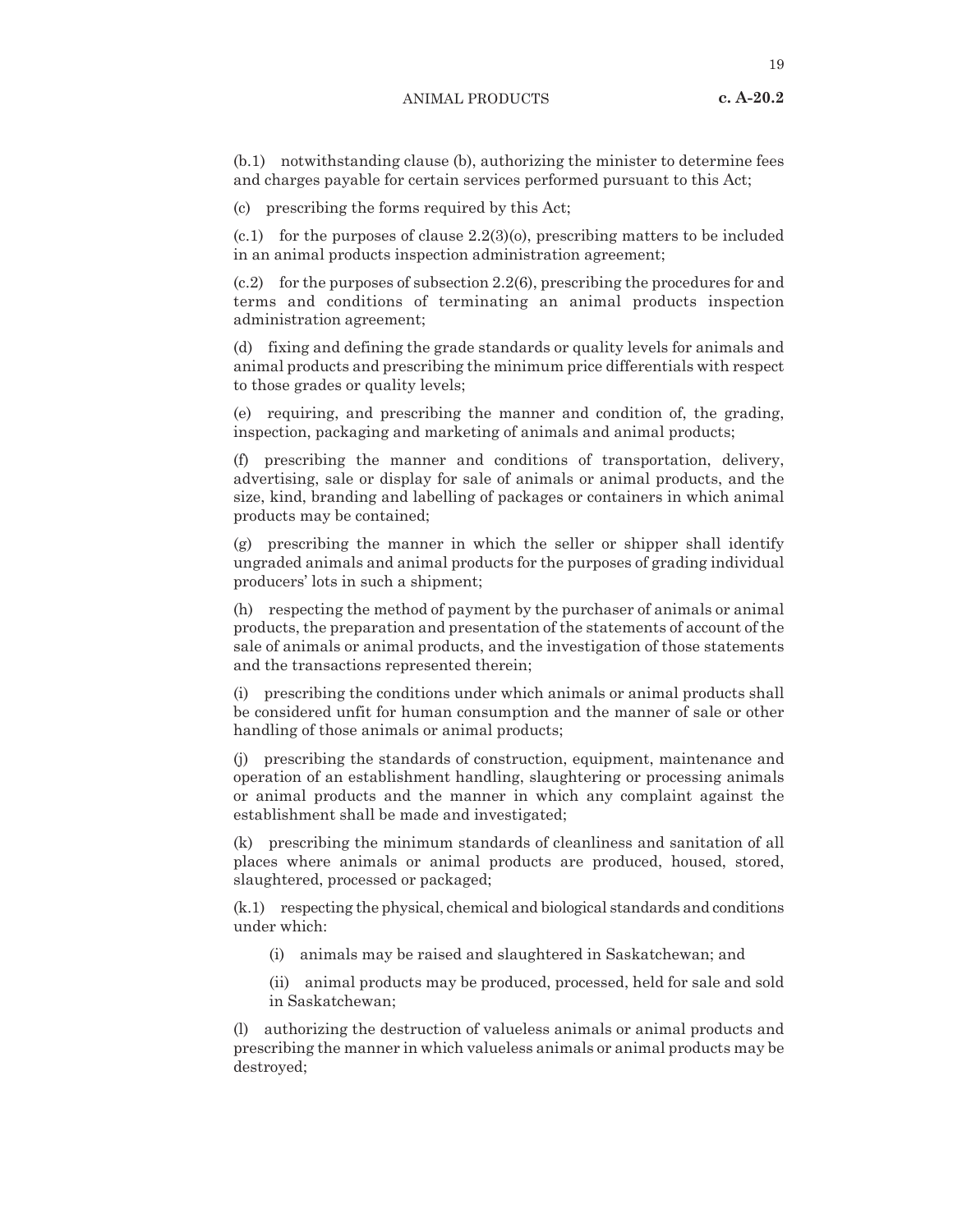(b.1) notwithstanding clause (b), authorizing the minister to determine fees and charges payable for certain services performed pursuant to this Act;

(c) prescribing the forms required by this Act;

(c.1) for the purposes of clause 2.2(3)(o), prescribing matters to be included in an animal products inspection administration agreement;

(c.2) for the purposes of subsection 2.2(6), prescribing the procedures for and terms and conditions of terminating an animal products inspection administration agreement;

(d) fixing and defining the grade standards or quality levels for animals and animal products and prescribing the minimum price differentials with respect to those grades or quality levels;

(e) requiring, and prescribing the manner and condition of, the grading, inspection, packaging and marketing of animals and animal products;

(f) prescribing the manner and conditions of transportation, delivery, advertising, sale or display for sale of animals or animal products, and the size, kind, branding and labelling of packages or containers in which animal products may be contained;

(g) prescribing the manner in which the seller or shipper shall identify ungraded animals and animal products for the purposes of grading individual producers' lots in such a shipment;

(h) respecting the method of payment by the purchaser of animals or animal products, the preparation and presentation of the statements of account of the sale of animals or animal products, and the investigation of those statements and the transactions represented therein;

(i) prescribing the conditions under which animals or animal products shall be considered unfit for human consumption and the manner of sale or other handling of those animals or animal products;

(j) prescribing the standards of construction, equipment, maintenance and operation of an establishment handling, slaughtering or processing animals or animal products and the manner in which any complaint against the establishment shall be made and investigated;

(k) prescribing the minimum standards of cleanliness and sanitation of all places where animals or animal products are produced, housed, stored, slaughtered, processed or packaged;

(k.1) respecting the physical, chemical and biological standards and conditions under which:

(i) animals may be raised and slaughtered in Saskatchewan; and

(ii) animal products may be produced, processed, held for sale and sold in Saskatchewan;

(l) authorizing the destruction of valueless animals or animal products and prescribing the manner in which valueless animals or animal products may be destroyed;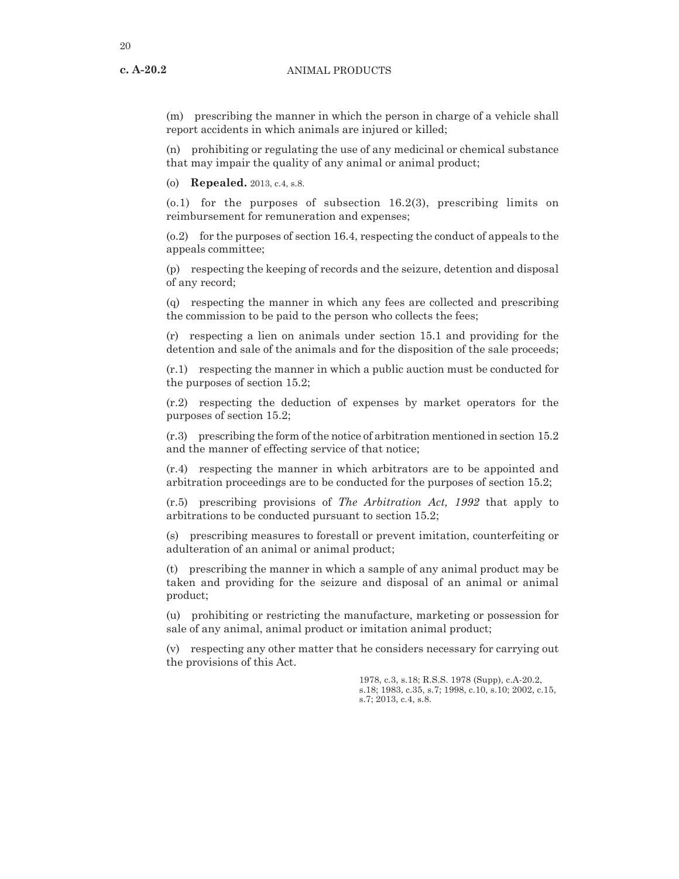(m) prescribing the manner in which the person in charge of a vehicle shall report accidents in which animals are injured or killed;

(n) prohibiting or regulating the use of any medicinal or chemical substance that may impair the quality of any animal or animal product;

(o) **Repealed.** 2013, c.4, s.8.

(o.1) for the purposes of subsection 16.2(3), prescribing limits on reimbursement for remuneration and expenses;

(o.2) for the purposes of section 16.4, respecting the conduct of appeals to the appeals committee;

(p) respecting the keeping of records and the seizure, detention and disposal of any record;

(q) respecting the manner in which any fees are collected and prescribing the commission to be paid to the person who collects the fees;

(r) respecting a lien on animals under section 15.1 and providing for the detention and sale of the animals and for the disposition of the sale proceeds;

(r.1) respecting the manner in which a public auction must be conducted for the purposes of section 15.2;

(r.2) respecting the deduction of expenses by market operators for the purposes of section 15.2;

(r.3) prescribing the form of the notice of arbitration mentioned in section 15.2 and the manner of effecting service of that notice;

(r.4) respecting the manner in which arbitrators are to be appointed and arbitration proceedings are to be conducted for the purposes of section 15.2;

(r.5) prescribing provisions of *The Arbitration Act, 1992* that apply to arbitrations to be conducted pursuant to section 15.2;

(s) prescribing measures to forestall or prevent imitation, counterfeiting or adulteration of an animal or animal product;

(t) prescribing the manner in which a sample of any animal product may be taken and providing for the seizure and disposal of an animal or animal product;

(u) prohibiting or restricting the manufacture, marketing or possession for sale of any animal, animal product or imitation animal product;

(v) respecting any other matter that he considers necessary for carrying out the provisions of this Act.

1978, c.3, s.18; R.S.S. 1978 (Supp), c.A-20.2, s.18; 1983, c.35, s.7; 1998, c.10, s.10; 2002, c.15, s.7; 2013, c.4, s.8.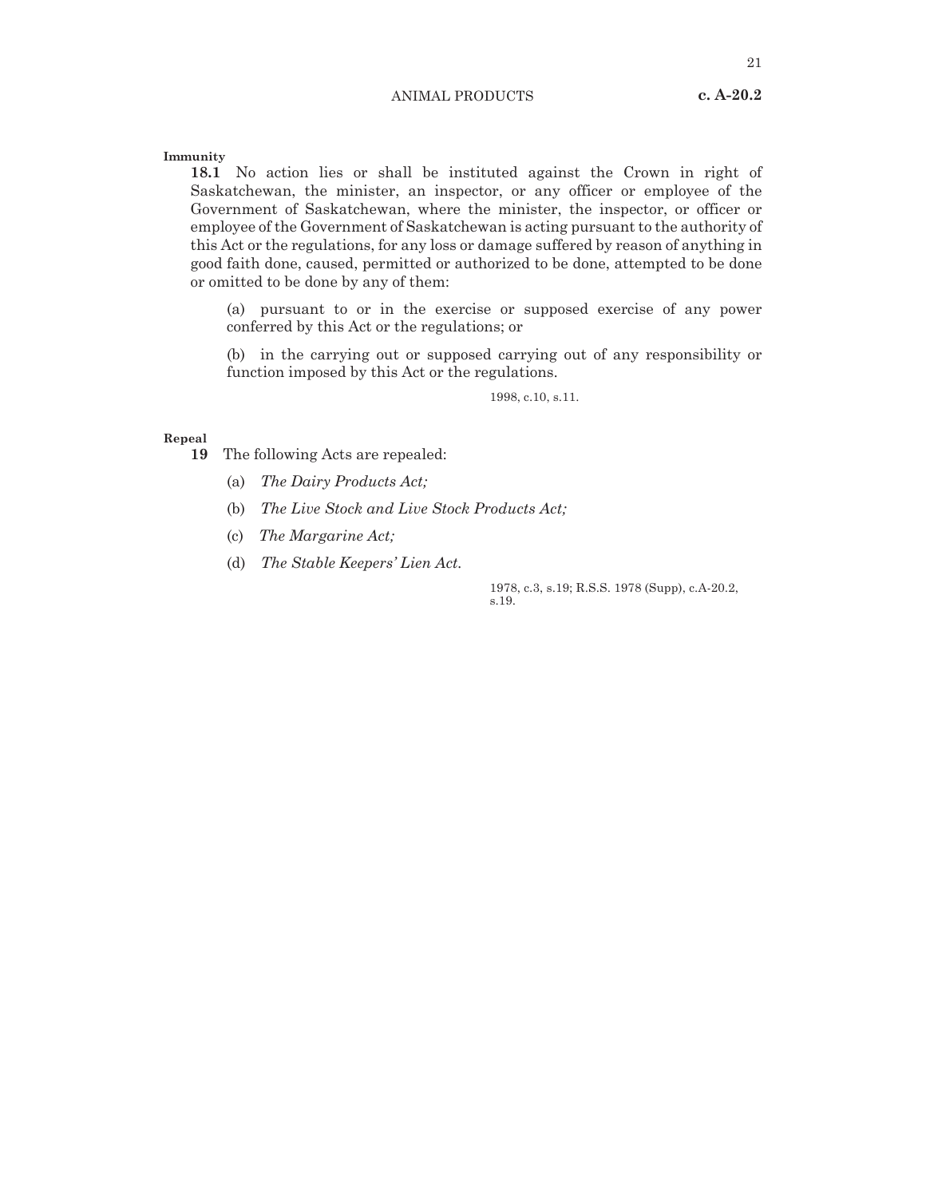**Immunity**

**18.1** No action lies or shall be instituted against the Crown in right of Saskatchewan, the minister, an inspector, or any officer or employee of the Government of Saskatchewan, where the minister, the inspector, or officer or employee of the Government of Saskatchewan is acting pursuant to the authority of this Act or the regulations, for any loss or damage suffered by reason of anything in good faith done, caused, permitted or authorized to be done, attempted to be done or omitted to be done by any of them:

(a) pursuant to or in the exercise or supposed exercise of any power conferred by this Act or the regulations; or

(b) in the carrying out or supposed carrying out of any responsibility or function imposed by this Act or the regulations.

1998, c.10, s.11.

**Repeal**

**19** The following Acts are repealed:

(a) *The Dairy Products Act;*

(b) *The Live Stock and Live Stock Products Act;*

(c) *The Margarine Act;*

(d) *The Stable Keepers' Lien Act.*

1978, c.3, s.19; R.S.S. 1978 (Supp), c.A-20.2, s.19.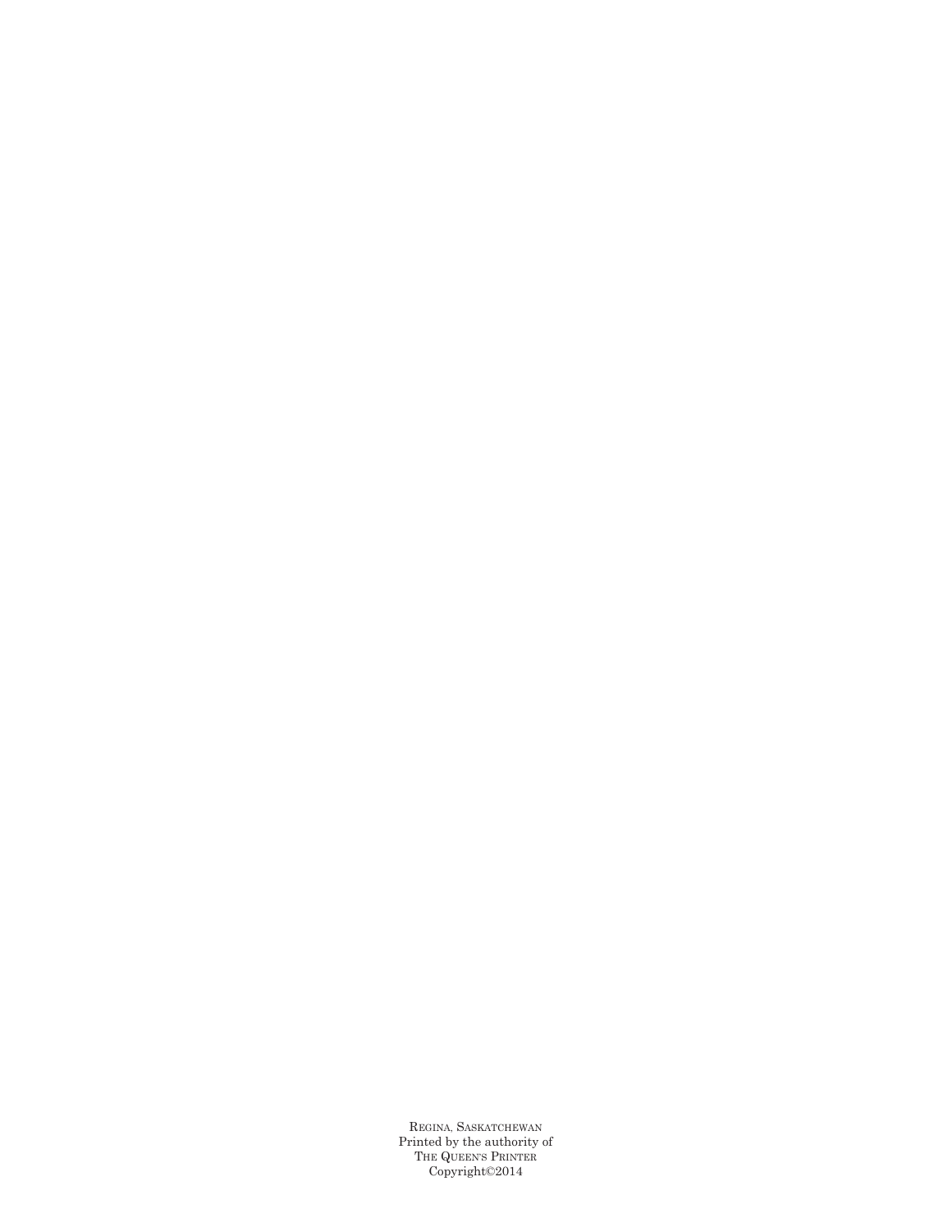Regina, Saskatchewan
Printed by the authority of
The Queen's Printer
Copyright©2014